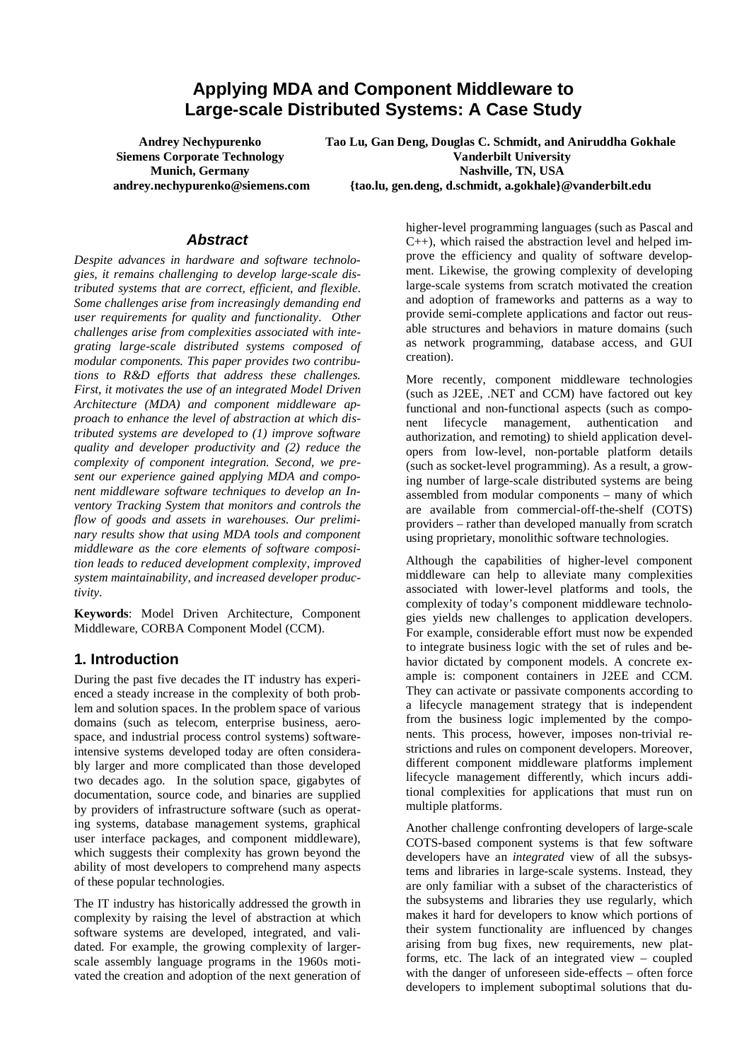# Applying MDA and Component Middleware to Large-scale Distributed Systems: A Case Study

**Andrey Nechypurenko**
**Siemens Corporate Technology**
**Munich, Germany**
**andrey.nechypurenko@siemens.com**

**Tao Lu, Gan Deng, Douglas C. Schmidt, and Aniruddha Gokhale**
**Vanderbilt University**
**Nashville, TN, USA**
**{tao.lu, gen.deng, d.schmidt, a.gokhale}@vanderbilt.edu**

## *Abstract*

*Despite advances in hardware and software technologies, it remains challenging to develop large-scale distributed systems that are correct, efficient, and flexible. Some challenges arise from increasingly demanding end user requirements for quality and functionality. Other challenges arise from complexities associated with integrating large-scale distributed systems composed of modular components. This paper provides two contributions to R&D efforts that address these challenges. First, it motivates the use of an integrated Model Driven Architecture (MDA) and component middleware approach to enhance the level of abstraction at which distributed systems are developed to (1) improve software quality and developer productivity and (2) reduce the complexity of component integration. Second, we present our experience gained applying MDA and component middleware software techniques to develop an Inventory Tracking System that monitors and controls the flow of goods and assets in warehouses. Our preliminary results show that using MDA tools and component middleware as the core elements of software composition leads to reduced development complexity, improved system maintainability, and increased developer productivity.*

**Keywords**: Model Driven Architecture, Component Middleware, CORBA Component Model (CCM).

## 1. Introduction

During the past five decades the IT industry has experienced a steady increase in the complexity of both problem and solution spaces. In the problem space of various domains (such as telecom, enterprise business, aerospace, and industrial process control systems) software-intensive systems developed today are often considerably larger and more complicated than those developed two decades ago. In the solution space, gigabytes of documentation, source code, and binaries are supplied by providers of infrastructure software (such as operating systems, database management systems, graphical user interface packages, and component middleware), which suggests their complexity has grown beyond the ability of most developers to comprehend many aspects of these popular technologies.

The IT industry has historically addressed the growth in complexity by raising the level of abstraction at which software systems are developed, integrated, and validated. For example, the growing complexity of larger-scale assembly language programs in the 1960s motivated the creation and adoption of the next generation of higher-level programming languages (such as Pascal and C++), which raised the abstraction level and helped improve the efficiency and quality of software development. Likewise, the growing complexity of developing large-scale systems from scratch motivated the creation and adoption of frameworks and patterns as a way to provide semi-complete applications and factor out reusable structures and behaviors in mature domains (such as network programming, database access, and GUI creation).

More recently, component middleware technologies (such as J2EE, .NET and CCM) have factored out key functional and non-functional aspects (such as component lifecycle management, authentication and authorization, and remoting) to shield application developers from low-level, non-portable platform details (such as socket-level programming). As a result, a growing number of large-scale distributed systems are being assembled from modular components – many of which are available from commercial-off-the-shelf (COTS) providers – rather than developed manually from scratch using proprietary, monolithic software technologies.

Although the capabilities of higher-level component middleware can help to alleviate many complexities associated with lower-level platforms and tools, the complexity of today's component middleware technologies yields new challenges to application developers. For example, considerable effort must now be expended to integrate business logic with the set of rules and behavior dictated by component models. A concrete example is: component containers in J2EE and CCM. They can activate or passivate components according to a lifecycle management strategy that is independent from the business logic implemented by the components. This process, however, imposes non-trivial restrictions and rules on component developers. Moreover, different component middleware platforms implement lifecycle management differently, which incurs additional complexities for applications that must run on multiple platforms.

Another challenge confronting developers of large-scale COTS-based component systems is that few software developers have an *integrated* view of all the subsystems and libraries in large-scale systems. Instead, they are only familiar with a subset of the characteristics of the subsystems and libraries they use regularly, which makes it hard for developers to know which portions of their system functionality are influenced by changes arising from bug fixes, new requirements, new platforms, etc. The lack of an integrated view – coupled with the danger of unforeseen side-effects – often force developers to implement suboptimal solutions that du-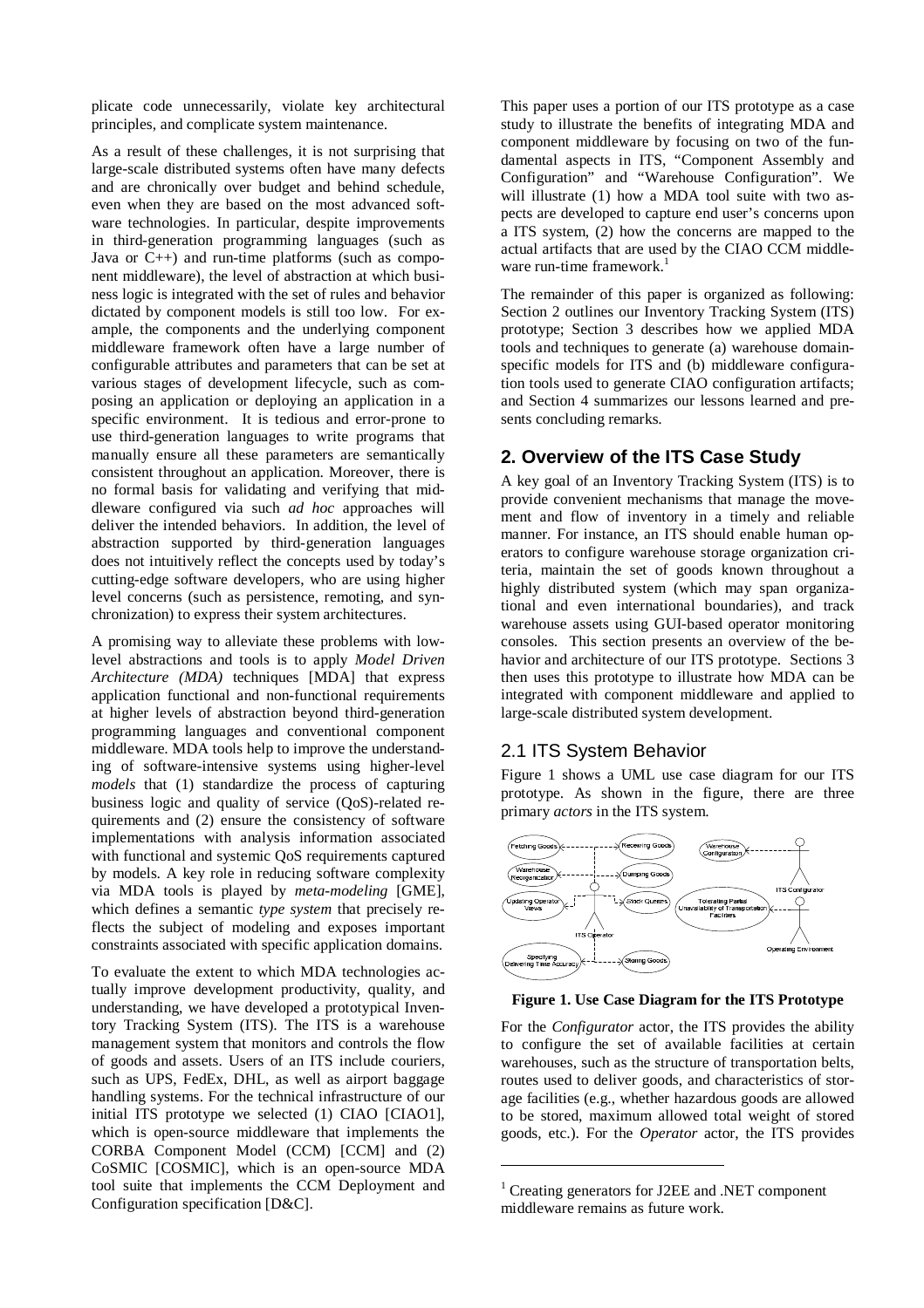plicate code unnecessarily, violate key architectural principles, and complicate system maintenance.

As a result of these challenges, it is not surprising that large-scale distributed systems often have many defects and are chronically over budget and behind schedule, even when they are based on the most advanced software technologies. In particular, despite improvements in third-generation programming languages (such as Java or C++) and run-time platforms (such as component middleware), the level of abstraction at which business logic is integrated with the set of rules and behavior dictated by component models is still too low. For example, the components and the underlying component middleware framework often have a large number of configurable attributes and parameters that can be set at various stages of development lifecycle, such as composing an application or deploying an application in a specific environment. It is tedious and error-prone to use third-generation languages to write programs that manually ensure all these parameters are semantically consistent throughout an application. Moreover, there is no formal basis for validating and verifying that middleware configured via such *ad hoc* approaches will deliver the intended behaviors. In addition, the level of abstraction supported by third-generation languages does not intuitively reflect the concepts used by today's cutting-edge software developers, who are using higher level concerns (such as persistence, remoting, and synchronization) to express their system architectures.

A promising way to alleviate these problems with low-level abstractions and tools is to apply *Model Driven Architecture (MDA)* techniques [MDA] that express application functional and non-functional requirements at higher levels of abstraction beyond third-generation programming languages and conventional component middleware. MDA tools help to improve the understanding of software-intensive systems using higher-level *models* that (1) standardize the process of capturing business logic and quality of service (QoS)-related requirements and (2) ensure the consistency of software implementations with analysis information associated with functional and systemic QoS requirements captured by models. A key role in reducing software complexity via MDA tools is played by *meta-modeling* [GME], which defines a semantic *type system* that precisely reflects the subject of modeling and exposes important constraints associated with specific application domains.

To evaluate the extent to which MDA technologies actually improve development productivity, quality, and understanding, we have developed a prototypical Inventory Tracking System (ITS). The ITS is a warehouse management system that monitors and controls the flow of goods and assets. Users of an ITS include couriers, such as UPS, FedEx, DHL, as well as airport baggage handling systems. For the technical infrastructure of our initial ITS prototype we selected (1) CIAO [CIAO1], which is open-source middleware that implements the CORBA Component Model (CCM) [CCM] and (2) CoSMIC [COSMIC], which is an open-source MDA tool suite that implements the CCM Deployment and Configuration specification [D&C].

This paper uses a portion of our ITS prototype as a case study to illustrate the benefits of integrating MDA and component middleware by focusing on two of the fundamental aspects in ITS, "Component Assembly and Configuration" and "Warehouse Configuration". We will illustrate (1) how a MDA tool suite with two aspects are developed to capture end user's concerns upon a ITS system, (2) how the concerns are mapped to the actual artifacts that are used by the CIAO CCM middleware run-time framework.[1]

The remainder of this paper is organized as following: Section 2 outlines our Inventory Tracking System (ITS) prototype; Section 3 describes how we applied MDA tools and techniques to generate (a) warehouse domain-specific models for ITS and (b) middleware configuration tools used to generate CIAO configuration artifacts; and Section 4 summarizes our lessons learned and presents concluding remarks.

## 2. Overview of the ITS Case Study

A key goal of an Inventory Tracking System (ITS) is to provide convenient mechanisms that manage the movement and flow of inventory in a timely and reliable manner. For instance, an ITS should enable human operators to configure warehouse storage organization criteria, maintain the set of goods known throughout a highly distributed system (which may span organizational and even international boundaries), and track warehouse assets using GUI-based operator monitoring consoles. This section presents an overview of the behavior and architecture of our ITS prototype. Sections 3 then uses this prototype to illustrate how MDA can be integrated with component middleware and applied to large-scale distributed system development.

### 2.1 ITS System Behavior

Figure 1 shows a UML use case diagram for our ITS prototype. As shown in the figure, there are three primary *actors* in the ITS system.

**Figure 1. Use Case Diagram for the ITS Prototype**

For the *Configurator* actor, the ITS provides the ability to configure the set of available facilities at certain warehouses, such as the structure of transportation belts, routes used to deliver goods, and characteristics of storage facilities (e.g., whether hazardous goods are allowed to be stored, maximum allowed total weight of stored goods, etc.). For the *Operator* actor, the ITS provides

---

[1] Creating generators for J2EE and .NET component middleware remains as future work.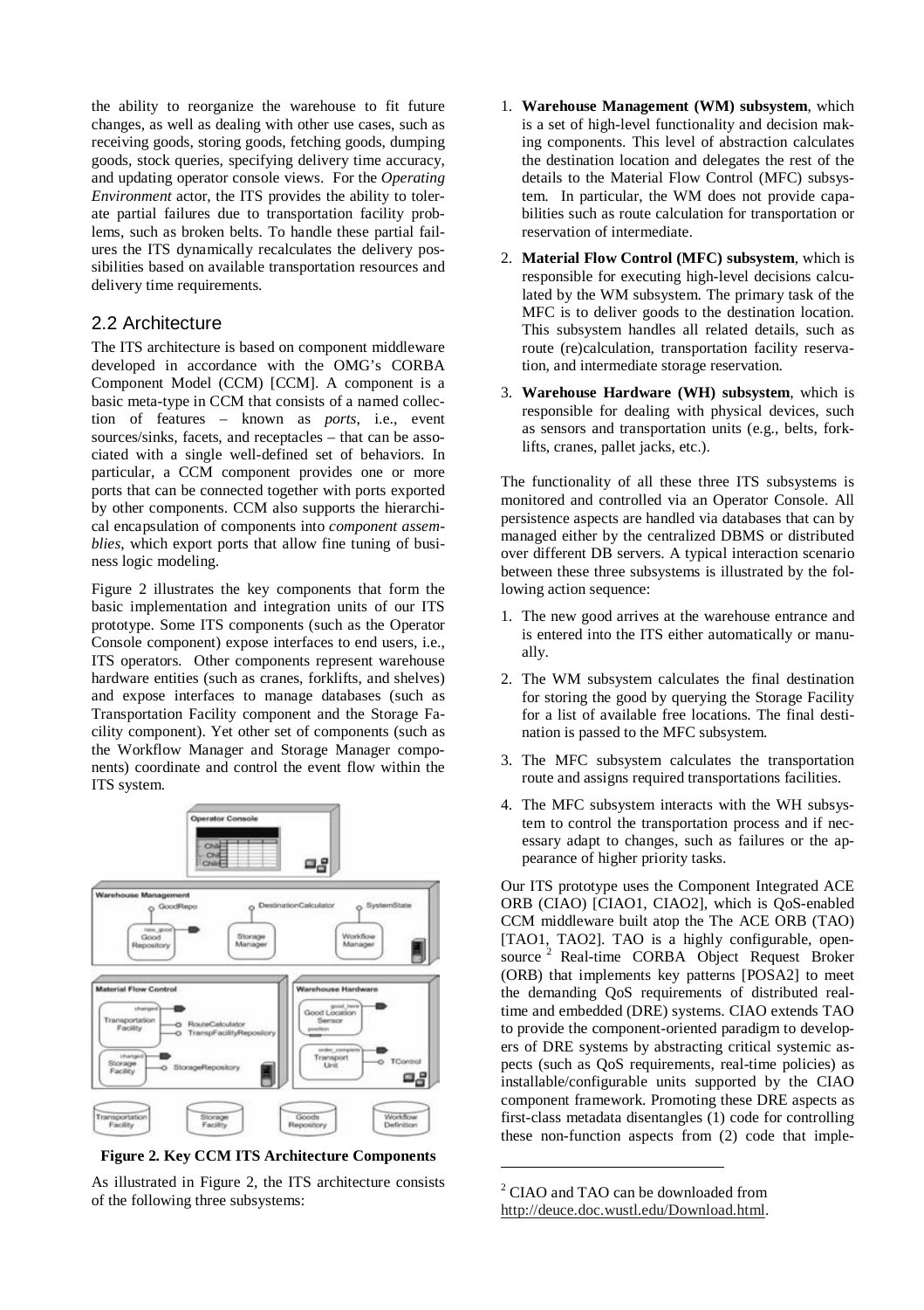the ability to reorganize the warehouse to fit future changes, as well as dealing with other use cases, such as receiving goods, storing goods, fetching goods, dumping goods, stock queries, specifying delivery time accuracy, and updating operator console views. For the *Operating Environment* actor, the ITS provides the ability to tolerate partial failures due to transportation facility problems, such as broken belts. To handle these partial failures the ITS dynamically recalculates the delivery possibilities based on available transportation resources and delivery time requirements.

## 2.2 Architecture

The ITS architecture is based on component middleware developed in accordance with the OMG's CORBA Component Model (CCM) [CCM]. A component is a basic meta-type in CCM that consists of a named collection of features – known as *ports*, i.e., event sources/sinks, facets, and receptacles – that can be associated with a single well-defined set of behaviors. In particular, a CCM component provides one or more ports that can be connected together with ports exported by other components. CCM also supports the hierarchical encapsulation of components into *component assemblies*, which export ports that allow fine tuning of business logic modeling.

Figure 2 illustrates the key components that form the basic implementation and integration units of our ITS prototype. Some ITS components (such as the Operator Console component) expose interfaces to end users, i.e., ITS operators. Other components represent warehouse hardware entities (such as cranes, forklifts, and shelves) and expose interfaces to manage databases (such as Transportation Facility component and the Storage Facility component). Yet other set of components (such as the Workflow Manager and Storage Manager components) coordinate and control the event flow within the ITS system.

**Figure 2. Key CCM ITS Architecture Components**

As illustrated in Figure 2, the ITS architecture consists of the following three subsystems:

1. **Warehouse Management (WM) subsystem**, which is a set of high-level functionality and decision making components. This level of abstraction calculates the destination location and delegates the rest of the details to the Material Flow Control (MFC) subsystem. In particular, the WM does not provide capabilities such as route calculation for transportation or reservation of intermediate.
2. **Material Flow Control (MFC) subsystem**, which is responsible for executing high-level decisions calculated by the WM subsystem. The primary task of the MFC is to deliver goods to the destination location. This subsystem handles all related details, such as route (re)calculation, transportation facility reservation, and intermediate storage reservation.
3. **Warehouse Hardware (WH) subsystem**, which is responsible for dealing with physical devices, such as sensors and transportation units (e.g., belts, forklifts, cranes, pallet jacks, etc.).

The functionality of all these three ITS subsystems is monitored and controlled via an Operator Console. All persistence aspects are handled via databases that can by managed either by the centralized DBMS or distributed over different DB servers. A typical interaction scenario between these three subsystems is illustrated by the following action sequence:

1. The new good arrives at the warehouse entrance and is entered into the ITS either automatically or manually.
2. The WM subsystem calculates the final destination for storing the good by querying the Storage Facility for a list of available free locations. The final destination is passed to the MFC subsystem.
3. The MFC subsystem calculates the transportation route and assigns required transportations facilities.
4. The MFC subsystem interacts with the WH subsystem to control the transportation process and if necessary adapt to changes, such as failures or the appearance of higher priority tasks.

Our ITS prototype uses the Component Integrated ACE ORB (CIAO) [CIAO1, CIAO2], which is QoS-enabled CCM middleware built atop the The ACE ORB (TAO) [TAO1, TAO2]. TAO is a highly configurable, open-source [2] Real-time CORBA Object Request Broker (ORB) that implements key patterns [POSA2] to meet the demanding QoS requirements of distributed real-time and embedded (DRE) systems. CIAO extends TAO to provide the component-oriented paradigm to developers of DRE systems by abstracting critical systemic aspects (such as QoS requirements, real-time policies) as installable/configurable units supported by the CIAO component framework. Promoting these DRE aspects as first-class metadata disentangles (1) code for controlling these non-function aspects from (2) code that imple-

[2] CIAO and TAO can be downloaded from http://deuce.doc.wustl.edu/Download.html.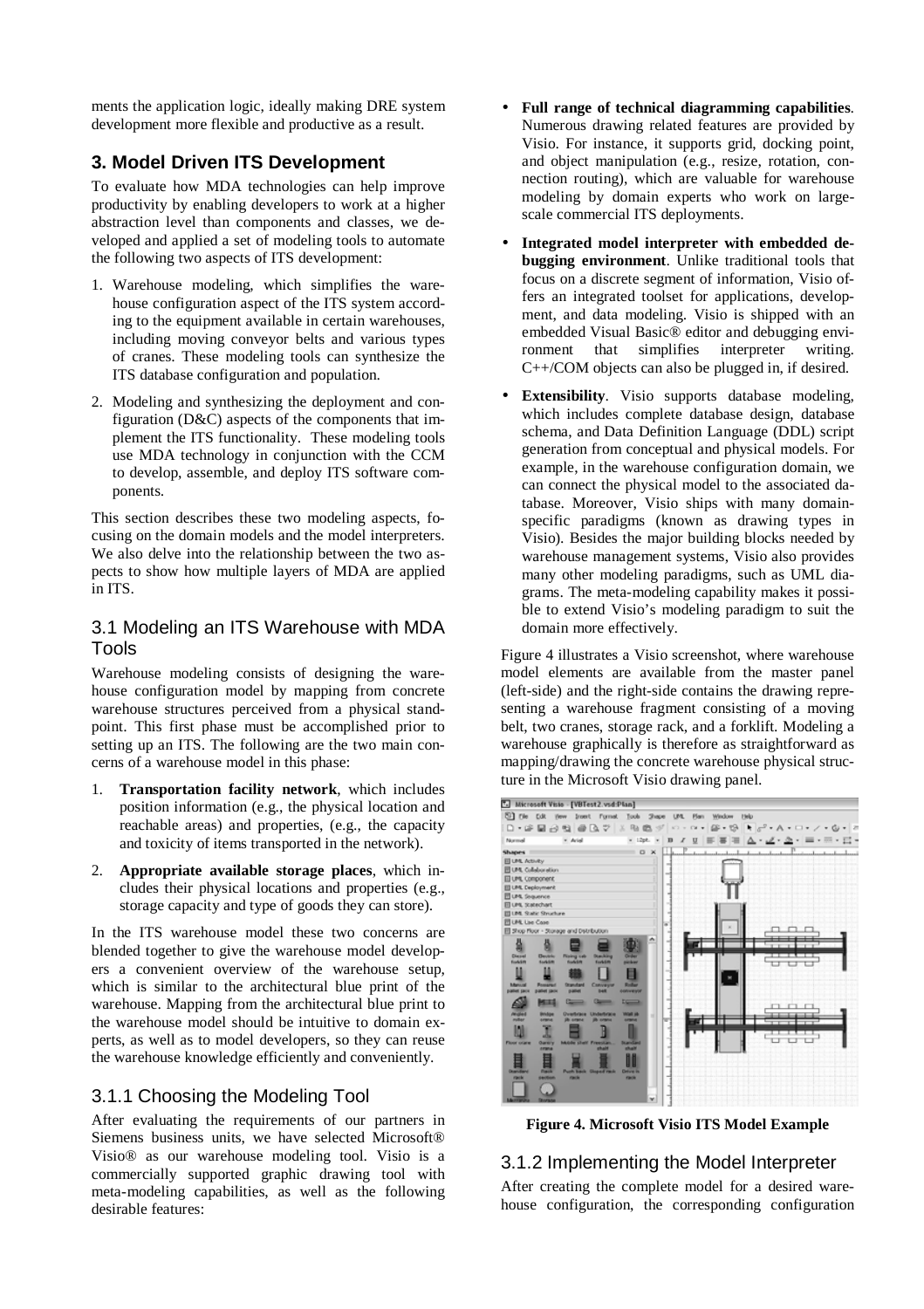ments the application logic, ideally making DRE system development more flexible and productive as a result.

## 3. Model Driven ITS Development

To evaluate how MDA technologies can help improve productivity by enabling developers to work at a higher abstraction level than components and classes, we developed and applied a set of modeling tools to automate the following two aspects of ITS development:

1. Warehouse modeling, which simplifies the warehouse configuration aspect of the ITS system according to the equipment available in certain warehouses, including moving conveyor belts and various types of cranes. These modeling tools can synthesize the ITS database configuration and population.
2. Modeling and synthesizing the deployment and configuration (D&C) aspects of the components that implement the ITS functionality. These modeling tools use MDA technology in conjunction with the CCM to develop, assemble, and deploy ITS software components.

This section describes these two modeling aspects, focusing on the domain models and the model interpreters. We also delve into the relationship between the two aspects to show how multiple layers of MDA are applied in ITS.

### 3.1 Modeling an ITS Warehouse with MDA Tools

Warehouse modeling consists of designing the warehouse configuration model by mapping from concrete warehouse structures perceived from a physical standpoint. This first phase must be accomplished prior to setting up an ITS. The following are the two main concerns of a warehouse model in this phase:

1. **Transportation facility network**, which includes position information (e.g., the physical location and reachable areas) and properties, (e.g., the capacity and toxicity of items transported in the network).
2. **Appropriate available storage places**, which includes their physical locations and properties (e.g., storage capacity and type of goods they can store).

In the ITS warehouse model these two concerns are blended together to give the warehouse model developers a convenient overview of the warehouse setup, which is similar to the architectural blue print of the warehouse. Mapping from the architectural blue print to the warehouse model should be intuitive to domain experts, as well as to model developers, so they can reuse the warehouse knowledge efficiently and conveniently.

#### 3.1.1 Choosing the Modeling Tool

After evaluating the requirements of our partners in Siemens business units, we have selected Microsoft® Visio® as our warehouse modeling tool. Visio is a commercially supported graphic drawing tool with meta-modeling capabilities, as well as the following desirable features:

- **Full range of technical diagramming capabilities**. Numerous drawing related features are provided by Visio. For instance, it supports grid, docking point, and object manipulation (e.g., resize, rotation, connection routing), which are valuable for warehouse modeling by domain experts who work on large-scale commercial ITS deployments.
- **Integrated model interpreter with embedded debugging environment**. Unlike traditional tools that focus on a discrete segment of information, Visio offers an integrated toolset for applications, development, and data modeling. Visio is shipped with an embedded Visual Basic® editor and debugging environment that simplifies interpreter writing. C++/COM objects can also be plugged in, if desired.
- **Extensibility**. Visio supports database modeling, which includes complete database design, database schema, and Data Definition Language (DDL) script generation from conceptual and physical models. For example, in the warehouse configuration domain, we can connect the physical model to the associated database. Moreover, Visio ships with many domain-specific paradigms (known as drawing types in Visio). Besides the major building blocks needed by warehouse management systems, Visio also provides many other modeling paradigms, such as UML diagrams. The meta-modeling capability makes it possible to extend Visio's modeling paradigm to suit the domain more effectively.

Figure 4 illustrates a Visio screenshot, where warehouse model elements are available from the master panel (left-side) and the right-side contains the drawing representing a warehouse fragment consisting of a moving belt, two cranes, storage rack, and a forklift. Modeling a warehouse graphically is therefore as straightforward as mapping/drawing the concrete warehouse physical structure in the Microsoft Visio drawing panel.

**Figure 4. Microsoft Visio ITS Model Example**

#### 3.1.2 Implementing the Model Interpreter

After creating the complete model for a desired warehouse configuration, the corresponding configuration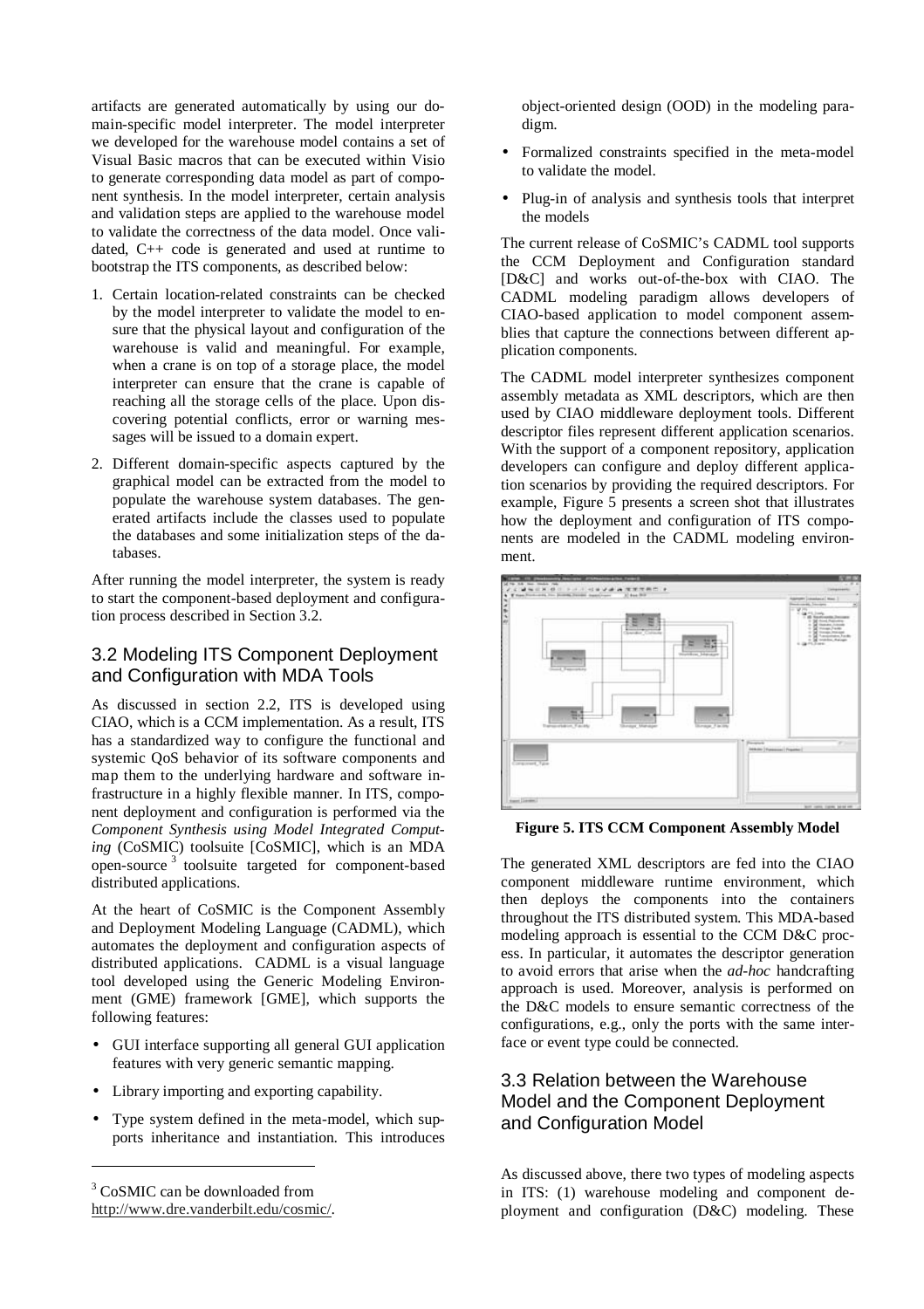artifacts are generated automatically by using our domain-specific model interpreter. The model interpreter we developed for the warehouse model contains a set of Visual Basic macros that can be executed within Visio to generate corresponding data model as part of component synthesis. In the model interpreter, certain analysis and validation steps are applied to the warehouse model to validate the correctness of the data model. Once validated, C++ code is generated and used at runtime to bootstrap the ITS components, as described below:

1. Certain location-related constraints can be checked by the model interpreter to validate the model to ensure that the physical layout and configuration of the warehouse is valid and meaningful. For example, when a crane is on top of a storage place, the model interpreter can ensure that the crane is capable of reaching all the storage cells of the place. Upon discovering potential conflicts, error or warning messages will be issued to a domain expert.
2. Different domain-specific aspects captured by the graphical model can be extracted from the model to populate the warehouse system databases. The generated artifacts include the classes used to populate the databases and some initialization steps of the databases.

After running the model interpreter, the system is ready to start the component-based deployment and configuration process described in Section 3.2.

## 3.2 Modeling ITS Component Deployment and Configuration with MDA Tools

As discussed in section 2.2, ITS is developed using CIAO, which is a CCM implementation. As a result, ITS has a standardized way to configure the functional and systemic QoS behavior of its software components and map them to the underlying hardware and software infrastructure in a highly flexible manner. In ITS, component deployment and configuration is performed via the *Component Synthesis using Model Integrated Computing* (CoSMIC) toolsuite [CoSMIC], which is an MDA open-source [3] toolsuite targeted for component-based distributed applications.

At the heart of CoSMIC is the Component Assembly and Deployment Modeling Language (CADML), which automates the deployment and configuration aspects of distributed applications. CADML is a visual language tool developed using the Generic Modeling Environment (GME) framework [GME], which supports the following features:

- GUI interface supporting all general GUI application features with very generic semantic mapping.
- Library importing and exporting capability.
- Type system defined in the meta-model, which supports inheritance and instantiation. This introduces object-oriented design (OOD) in the modeling paradigm.
- Formalized constraints specified in the meta-model to validate the model.
- Plug-in of analysis and synthesis tools that interpret the models

The current release of CoSMIC's CADML tool supports the CCM Deployment and Configuration standard [D&C] and works out-of-the-box with CIAO. The CADML modeling paradigm allows developers of CIAO-based application to model component assemblies that capture the connections between different application components.

The CADML model interpreter synthesizes component assembly metadata as XML descriptors, which are then used by CIAO middleware deployment tools. Different descriptor files represent different application scenarios. With the support of a component repository, application developers can configure and deploy different application scenarios by providing the required descriptors. For example, Figure 5 presents a screen shot that illustrates how the deployment and configuration of ITS components are modeled in the CADML modeling environment.

**Figure 5. ITS CCM Component Assembly Model**

The generated XML descriptors are fed into the CIAO component middleware runtime environment, which then deploys the components into the containers throughout the ITS distributed system. This MDA-based modeling approach is essential to the CCM D&C process. In particular, it automates the descriptor generation to avoid errors that arise when the *ad-hoc* handcrafting approach is used. Moreover, analysis is performed on the D&C models to ensure semantic correctness of the configurations, e.g., only the ports with the same interface or event type could be connected.

## 3.3 Relation between the Warehouse Model and the Component Deployment and Configuration Model

As discussed above, there two types of modeling aspects in ITS: (1) warehouse modeling and component deployment and configuration (D&C) modeling. These

[3] CoSMIC can be downloaded from http://www.dre.vanderbilt.edu/cosmic/.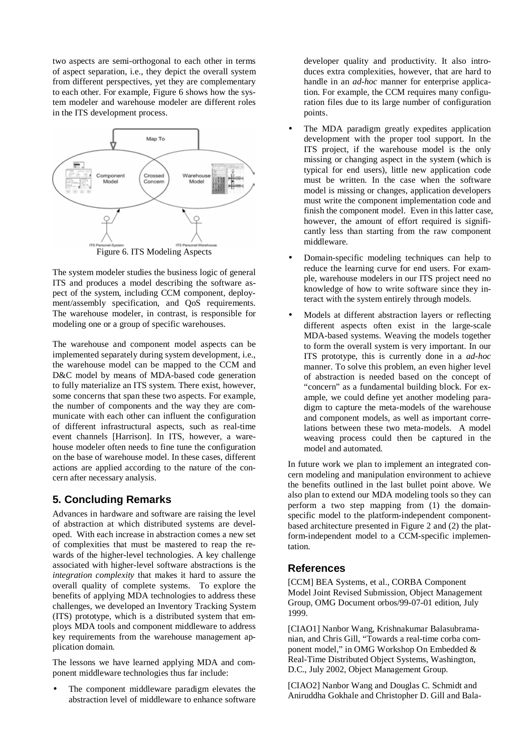two aspects are semi-orthogonal to each other in terms of aspect separation, i.e., they depict the overall system from different perspectives, yet they are complementary to each other. For example, Figure 6 shows how the system modeler and warehouse modeler are different roles in the ITS development process.

Figure 6. ITS Modeling Aspects

The system modeler studies the business logic of general ITS and produces a model describing the software aspect of the system, including CCM component, deployment/assembly specification, and QoS requirements. The warehouse modeler, in contrast, is responsible for modeling one or a group of specific warehouses.

The warehouse and component model aspects can be implemented separately during system development, i.e., the warehouse model can be mapped to the CCM and D&C model by means of MDA-based code generation to fully materialize an ITS system. There exist, however, some concerns that span these two aspects. For example, the number of components and the way they are communicate with each other can influent the configuration of different infrastructural aspects, such as real-time event channels [Harrison]. In ITS, however, a warehouse modeler often needs to fine tune the configuration on the base of warehouse model. In these cases, different actions are applied according to the nature of the concern after necessary analysis.

## 5. Concluding Remarks

Advances in hardware and software are raising the level of abstraction at which distributed systems are developed. With each increase in abstraction comes a new set of complexities that must be mastered to reap the rewards of the higher-level technologies. A key challenge associated with higher-level software abstractions is the *integration complexity* that makes it hard to assure the overall quality of complete systems. To explore the benefits of applying MDA technologies to address these challenges, we developed an Inventory Tracking System (ITS) prototype, which is a distributed system that employs MDA tools and component middleware to address key requirements from the warehouse management application domain.

The lessons we have learned applying MDA and component middleware technologies thus far include:

- The component middleware paradigm elevates the abstraction level of middleware to enhance software developer quality and productivity. It also introduces extra complexities, however, that are hard to handle in an *ad-hoc* manner for enterprise application. For example, the CCM requires many configuration files due to its large number of configuration points.
- The MDA paradigm greatly expedites application development with the proper tool support. In the ITS project, if the warehouse model is the only missing or changing aspect in the system (which is typical for end users), little new application code must be written. In the case when the software model is missing or changes, application developers must write the component implementation code and finish the component model. Even in this latter case, however, the amount of effort required is significantly less than starting from the raw component middleware.
- Domain-specific modeling techniques can help to reduce the learning curve for end users. For example, warehouse modelers in our ITS project need no knowledge of how to write software since they interact with the system entirely through models.
- Models at different abstraction layers or reflecting different aspects often exist in the large-scale MDA-based systems. Weaving the models together to form the overall system is very important. In our ITS prototype, this is currently done in a *ad-hoc* manner. To solve this problem, an even higher level of abstraction is needed based on the concept of "concern" as a fundamental building block. For example, we could define yet another modeling paradigm to capture the meta-models of the warehouse and component models, as well as important correlations between these two meta-models. A model weaving process could then be captured in the model and automated.

In future work we plan to implement an integrated concern modeling and manipulation environment to achieve the benefits outlined in the last bullet point above. We also plan to extend our MDA modeling tools so they can perform a two step mapping from (1) the domain-specific model to the platform-independent component-based architecture presented in Figure 2 and (2) the platform-independent model to a CCM-specific implementation.

## References

[CCM] BEA Systems, et al., CORBA Component Model Joint Revised Submission, Object Management Group, OMG Document orbos/99-07-01 edition, July 1999.

[CIAO1] Nanbor Wang, Krishnakumar Balasubramanian, and Chris Gill, "Towards a real-time corba component model," in OMG Workshop On Embedded & Real-Time Distributed Object Systems, Washington, D.C., July 2002, Object Management Group.

[CIAO2] Nanbor Wang and Douglas C. Schmidt and Aniruddha Gokhale and Christopher D. Gill and Bala-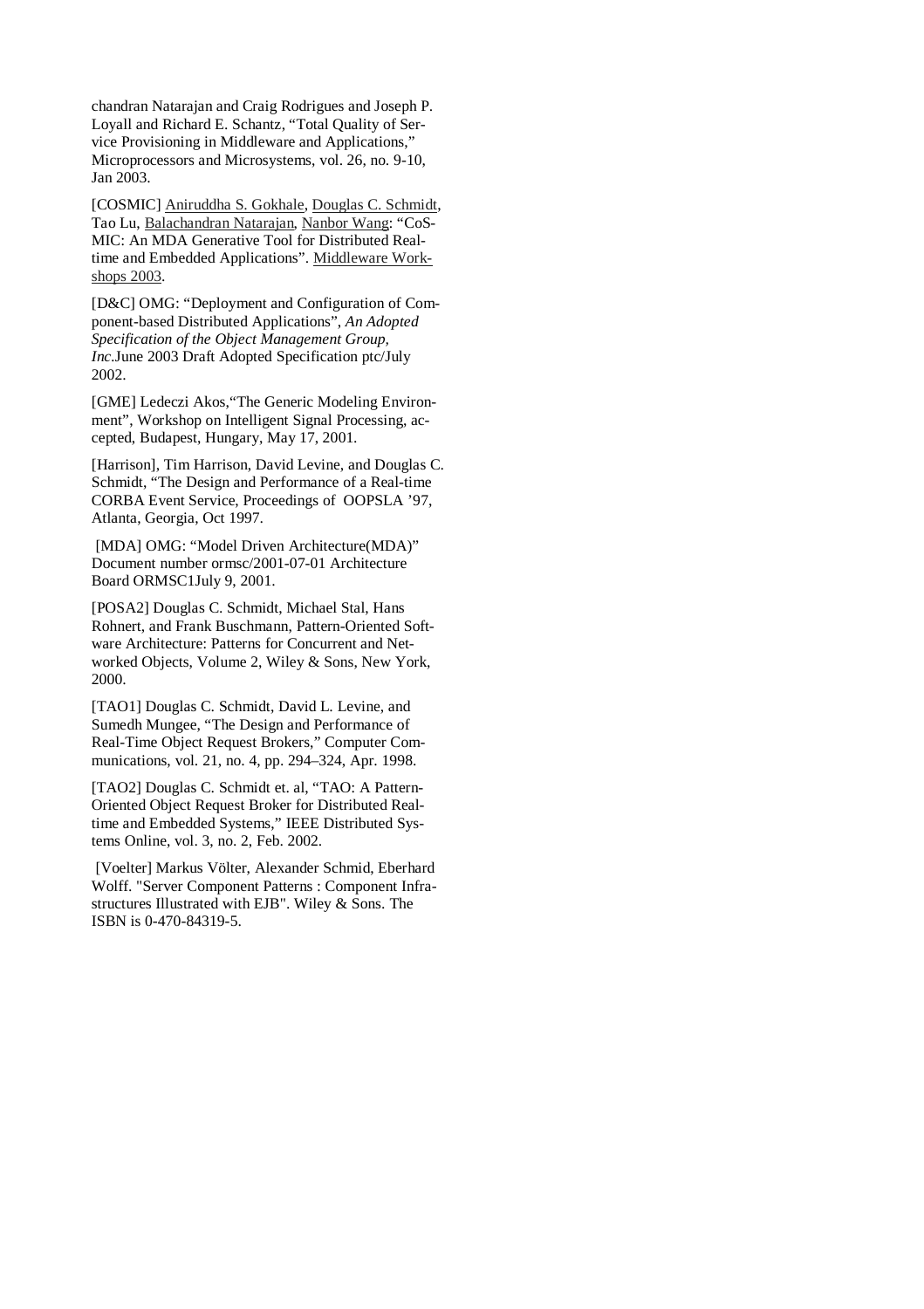chandran Natarajan and Craig Rodrigues and Joseph P. Loyall and Richard E. Schantz, "Total Quality of Service Provisioning in Middleware and Applications," Microprocessors and Microsystems, vol. 26, no. 9-10, Jan 2003.

[COSMIC] Aniruddha S. Gokhale, Douglas C. Schmidt, Tao Lu, Balachandran Natarajan, Nanbor Wang: "CoSMIC: An MDA Generative Tool for Distributed Real-time and Embedded Applications". Middleware Workshops 2003.

[D&C] OMG: "Deployment and Configuration of Component-based Distributed Applications", *An Adopted Specification of the Object Management Group, Inc*.June 2003 Draft Adopted Specification ptc/July 2002.

[GME] Ledeczi Akos,"The Generic Modeling Environment", Workshop on Intelligent Signal Processing, accepted, Budapest, Hungary, May 17, 2001.

[Harrison], Tim Harrison, David Levine, and Douglas C. Schmidt, "The Design and Performance of a Real-time CORBA Event Service, Proceedings of OOPSLA '97, Atlanta, Georgia, Oct 1997.

[MDA] OMG: "Model Driven Architecture(MDA)" Document number ormsc/2001-07-01 Architecture Board ORMSC1July 9, 2001.

[POSA2] Douglas C. Schmidt, Michael Stal, Hans Rohnert, and Frank Buschmann, Pattern-Oriented Software Architecture: Patterns for Concurrent and Networked Objects, Volume 2, Wiley & Sons, New York, 2000.

[TAO1] Douglas C. Schmidt, David L. Levine, and Sumedh Mungee, "The Design and Performance of Real-Time Object Request Brokers," Computer Communications, vol. 21, no. 4, pp. 294–324, Apr. 1998.

[TAO2] Douglas C. Schmidt et. al, "TAO: A Pattern-Oriented Object Request Broker for Distributed Real-time and Embedded Systems," IEEE Distributed Systems Online, vol. 3, no. 2, Feb. 2002.

[Voelter] Markus Völter, Alexander Schmid, Eberhard Wolff. "Server Component Patterns : Component Infrastructures Illustrated with EJB". Wiley & Sons. The ISBN is 0-470-84319-5.